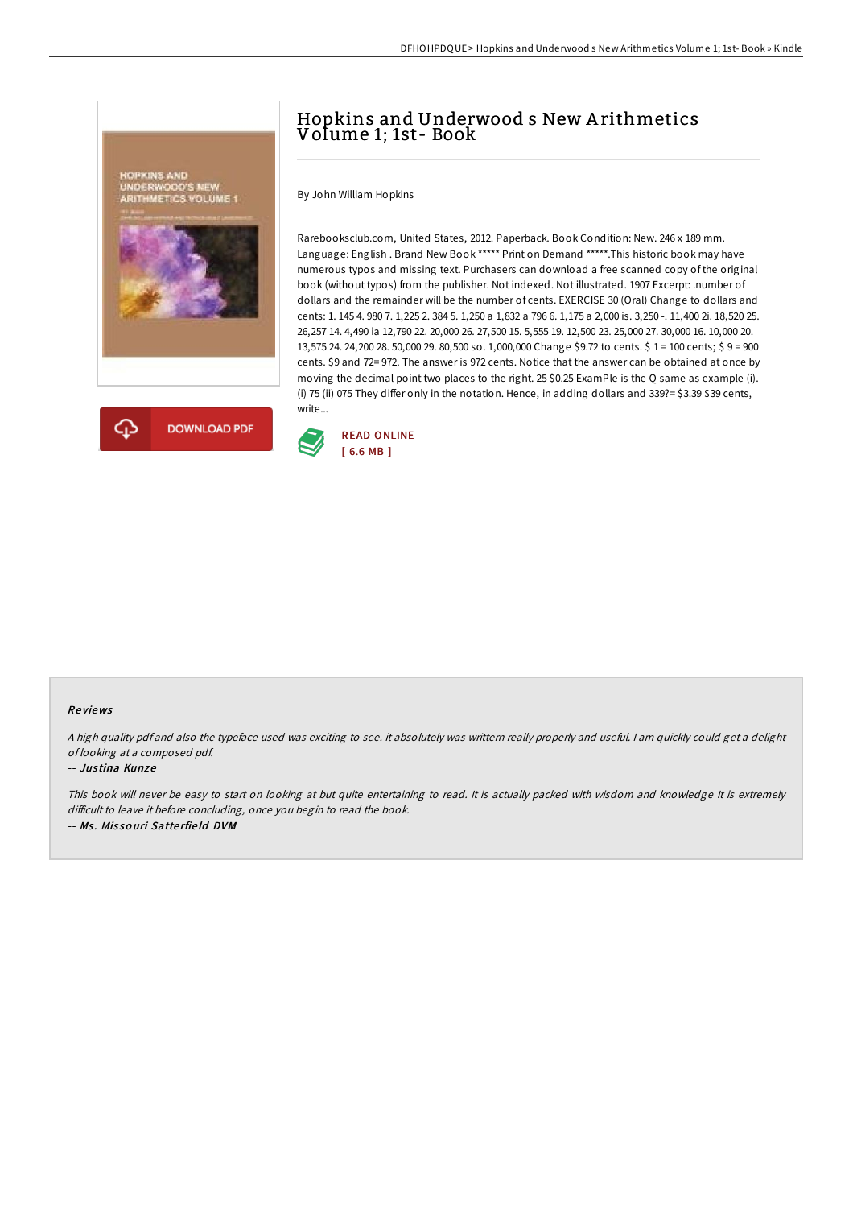# Hopkins and Underwood s New Arithmetics Volume 1; 1st- Book

By John William Hopkins

Rarebooksclub.com, United States, 2012. Paperback. Book Condition: New. 246 x 189 mm. Language: English . Brand New Book ***** Print on Demand *****.This historic book may have numerous typos and missing text. Purchasers can download a free scanned copy of the original book (without typos) from the publisher. Not indexed. Not illustrated. 1907 Excerpt: .number of dollars and the remainder will be the number of cents. EXERCISE 30 (Oral) Change to dollars and cents: 1. 145 4. 980 7. 1,225 2. 384 5. 1,250 a 1,832 a 796 6. 1,175 a 2,000 is. 3,250 -. 11,400 2i. 18,520 25. 26,257 14. 4,490 ia 12,790 22. 20,000 26. 27,500 15. 5,555 19. 12,500 23. 25,000 27. 30,000 16. 10,000 20. 13,575 24. 24,200 28. 50,000 29. 80,500 so. 1,000,000 Change $9.72 to cents. $ 1 = 100 cents; $ 9 = 900 cents. $9 and 72= 972. The answer is 972 cents. Notice that the answer can be obtained at once by moving the decimal point two places to the right. 25 $0.25 ExamPle is the Q same as example (i). (i) 75 (ii) 075 They differ only in the notation. Hence, in adding dollars and 339?= $3.39 $39 cents, write...

READ ONLINE
[ 6.6 MB ]

DOWNLOAD PDF

## Reviews

*A high quality pdf and also the typeface used was exciting to see. it absolutely was writtern really properly and useful. I am quickly could get a delight of looking at a composed pdf.*

-- *Justina Kunze*

*This book will never be easy to start on looking at but quite entertaining to read. It is actually packed with wisdom and knowledge It is extremely difficult to leave it before concluding, once you begin to read the book.*

-- *Ms. Missouri Satterfield DVM*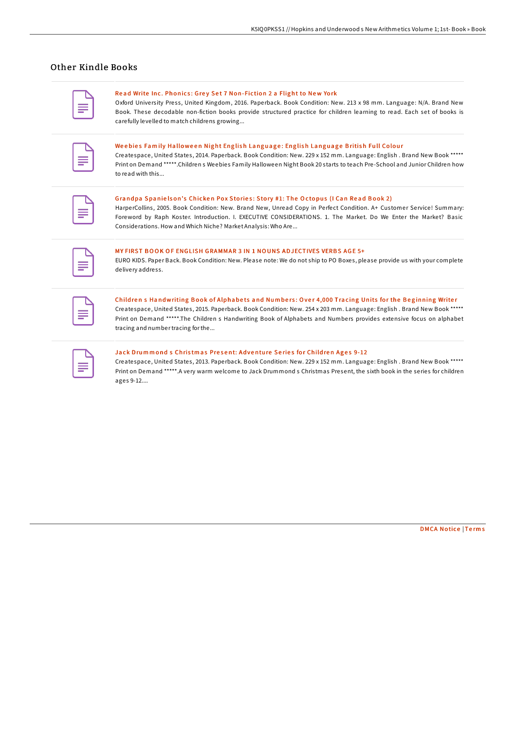## Other Kindle Books

### Read Write Inc. Phonics: Grey Set 7 Non-Fiction 2 a Flight to New York

Oxford University Press, United Kingdom, 2016. Paperback. Book Condition: New. 213 x 98 mm. Language: N/A. Brand New Book. These decodable non-fiction books provide structured practice for children learning to read. Each set of books is carefully levelled to match childrens growing...

### Weebies Family Halloween Night English Language: English Language British Full Colour

Createspace, United States, 2014. Paperback. Book Condition: New. 229 x 152 mm. Language: English . Brand New Book ***** Print on Demand *****.Children s Weebies Family Halloween Night Book 20 starts to teach Pre-School and Junior Children how to read with this...

### Grandpa Spanielson's Chicken Pox Stories: Story #1: The Octopus (I Can Read Book 2)

HarperCollins, 2005. Book Condition: New. Brand New, Unread Copy in Perfect Condition. A+ Customer Service! Summary: Foreword by Raph Koster. Introduction. I. EXECUTIVE CONSIDERATIONS. 1. The Market. Do We Enter the Market? Basic Considerations. How and Which Niche? Market Analysis: Who Are...

### MY FIRST BOOK OF ENGLISH GRAMMAR 3 IN 1 NOUNS ADJECTIVES VERBS AGE 5+

EURO KIDS. Paper Back. Book Condition: New. Please note: We do not ship to PO Boxes, please provide us with your complete delivery address.

### Children s Handwriting Book of Alphabets and Numbers: Over 4,000 Tracing Units for the Beginning Writer

Createspace, United States, 2015. Paperback. Book Condition: New. 254 x 203 mm. Language: English . Brand New Book ***** Print on Demand *****.The Children s Handwriting Book of Alphabets and Numbers provides extensive focus on alphabet tracing and number tracing for the...

### Jack Drummond s Christmas Present: Adventure Series for Children Ages 9-12

Createspace, United States, 2013. Paperback. Book Condition: New. 229 x 152 mm. Language: English . Brand New Book ***** Print on Demand *****.A very warm welcome to Jack Drummond s Christmas Present, the sixth book in the series for children ages 9-12....